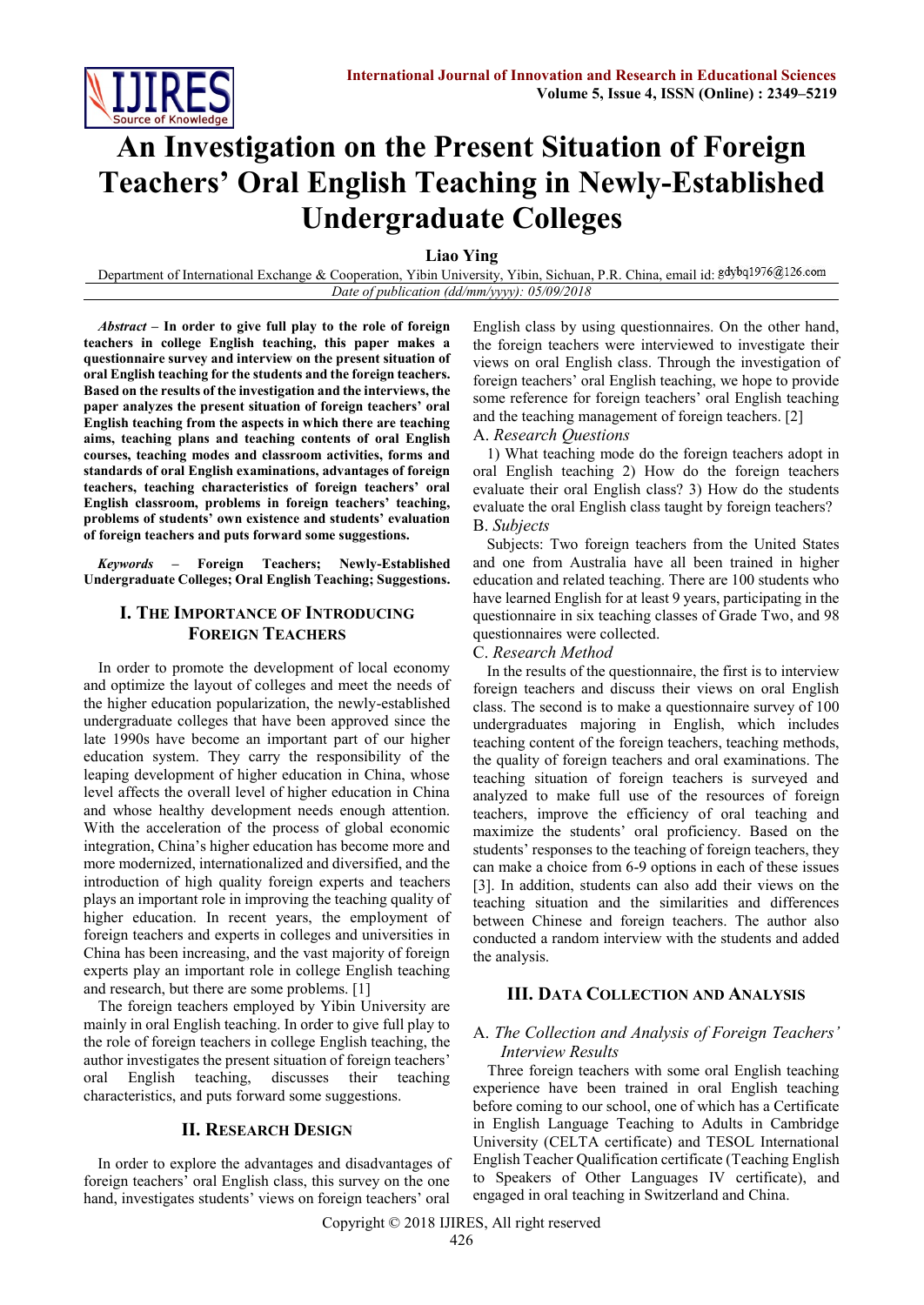# An Investigation on the Present Situation of Foreign Teachers' Oral English Teaching in Newly-Established Undergraduate Colleges

**Liao Ying**

Department of International Exchange & Cooperation, Yibin University, Yibin, Sichuan, P.R. China, email id: gdybq1976@126.com

*Date of publication (dd/mm/yyyy): 05/09/2018*

***Abstract* – In order to give full play to the role of foreign teachers in college English teaching, this paper makes a questionnaire survey and interview on the present situation of oral English teaching for the students and the foreign teachers. Based on the results of the investigation and the interviews, the paper analyzes the present situation of foreign teachers' oral English teaching from the aspects in which there are teaching aims, teaching plans and teaching contents of oral English courses, teaching modes and classroom activities, forms and standards of oral English examinations, advantages of foreign teachers, teaching characteristics of foreign teachers' oral English classroom, problems in foreign teachers' teaching, problems of students' own existence and students' evaluation of foreign teachers and puts forward some suggestions.**

***Keywords* – Foreign Teachers; Newly-Established Undergraduate Colleges; Oral English Teaching; Suggestions.**

## I. The Importance of Introducing Foreign Teachers

In order to promote the development of local economy and optimize the layout of colleges and meet the needs of the higher education popularization, the newly-established undergraduate colleges that have been approved since the late 1990s have become an important part of our higher education system. They carry the responsibility of the leaping development of higher education in China, whose level affects the overall level of higher education in China and whose healthy development needs enough attention. With the acceleration of the process of global economic integration, China's higher education has become more and more modernized, internationalized and diversified, and the introduction of high quality foreign experts and teachers plays an important role in improving the teaching quality of higher education. In recent years, the employment of foreign teachers and experts in colleges and universities in China has been increasing, and the vast majority of foreign experts play an important role in college English teaching and research, but there are some problems. [1]

The foreign teachers employed by Yibin University are mainly in oral English teaching. In order to give full play to the role of foreign teachers in college English teaching, the author investigates the present situation of foreign teachers' oral English teaching, discusses their teaching characteristics, and puts forward some suggestions.

## II. Research Design

In order to explore the advantages and disadvantages of foreign teachers' oral English class, this survey on the one hand, investigates students' views on foreign teachers' oral English class by using questionnaires. On the other hand, the foreign teachers were interviewed to investigate their views on oral English class. Through the investigation of foreign teachers' oral English teaching, we hope to provide some reference for foreign teachers' oral English teaching and the teaching management of foreign teachers. [2]

### A. *Research Questions*

1) What teaching mode do the foreign teachers adopt in oral English teaching 2) How do the foreign teachers evaluate their oral English class? 3) How do the students evaluate the oral English class taught by foreign teachers?

### B. *Subjects*

Subjects: Two foreign teachers from the United States and one from Australia have all been trained in higher education and related teaching. There are 100 students who have learned English for at least 9 years, participating in the questionnaire in six teaching classes of Grade Two, and 98 questionnaires were collected.

### C. *Research Method*

In the results of the questionnaire, the first is to interview foreign teachers and discuss their views on oral English class. The second is to make a questionnaire survey of 100 undergraduates majoring in English, which includes teaching content of the foreign teachers, teaching methods, the quality of foreign teachers and oral examinations. The teaching situation of foreign teachers is surveyed and analyzed to make full use of the resources of foreign teachers, improve the efficiency of oral teaching and maximize the students' oral proficiency. Based on the students' responses to the teaching of foreign teachers, they can make a choice from 6-9 options in each of these issues [3]. In addition, students can also add their views on the teaching situation and the similarities and differences between Chinese and foreign teachers. The author also conducted a random interview with the students and added the analysis.

## III. Data Collection and Analysis

### A. *The Collection and Analysis of Foreign Teachers' Interview Results*

Three foreign teachers with some oral English teaching experience have been trained in oral English teaching before coming to our school, one of which has a Certificate in English Language Teaching to Adults in Cambridge University (CELTA certificate) and TESOL International English Teacher Qualification certificate (Teaching English to Speakers of Other Languages IV certificate), and engaged in oral teaching in Switzerland and China.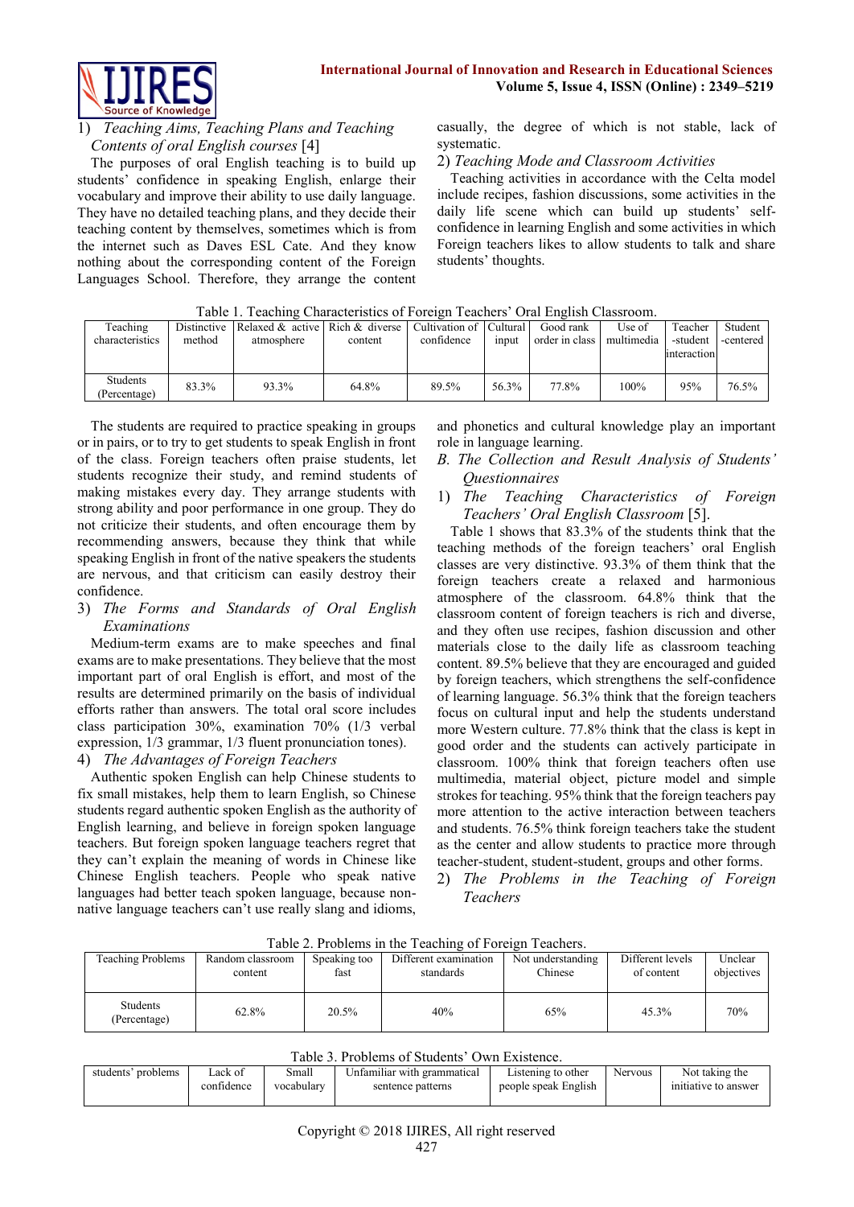1) *Teaching Aims, Teaching Plans and Teaching Contents of oral English courses* [4]

The purposes of oral English teaching is to build up students' confidence in speaking English, enlarge their vocabulary and improve their ability to use daily language. They have no detailed teaching plans, and they decide their teaching content by themselves, sometimes which is from the internet such as Daves ESL Cate. And they know nothing about the corresponding content of the Foreign Languages School. Therefore, they arrange the content casually, the degree of which is not stable, lack of systematic.

2) *Teaching Mode and Classroom Activities*

Teaching activities in accordance with the Celta model include recipes, fashion discussions, some activities in the daily life scene which can build up students' self-confidence in learning English and some activities in which Foreign teachers likes to allow students to talk and share students' thoughts.

Table 1. Teaching Characteristics of Foreign Teachers' Oral English Classroom.

| Teaching characteristics | Distinctive method | Relaxed & active atmosphere | Rich & diverse content | Cultivation of confidence | Cultural input | Good rank order in class | Use of multimedia | Teacher -student interaction | Student -centered |
|---|---|---|---|---|---|---|---|---|---|
| Students (Percentage) | 83.3% | 93.3% | 64.8% | 89.5% | 56.3% | 77.8% | 100% | 95% | 76.5% |

The students are required to practice speaking in groups or in pairs, or to try to get students to speak English in front of the class. Foreign teachers often praise students, let students recognize their study, and remind students of making mistakes every day. They arrange students with strong ability and poor performance in one group. They do not criticize their students, and often encourage them by recommending answers, because they think that while speaking English in front of the native speakers the students are nervous, and that criticism can easily destroy their confidence.

3) *The Forms and Standards of Oral English Examinations*

Medium-term exams are to make speeches and final exams are to make presentations. They believe that the most important part of oral English is effort, and most of the results are determined primarily on the basis of individual efforts rather than answers. The total oral score includes class participation 30%, examination 70% (1/3 verbal expression, 1/3 grammar, 1/3 fluent pronunciation tones).

4) *The Advantages of Foreign Teachers*

Authentic spoken English can help Chinese students to fix small mistakes, help them to learn English, so Chinese students regard authentic spoken English as the authority of English learning, and believe in foreign spoken language teachers. But foreign spoken language teachers regret that they can't explain the meaning of words in Chinese like Chinese English teachers. People who speak native languages had better teach spoken language, because non-native language teachers can't use really slang and idioms, and phonetics and cultural knowledge play an important role in language learning.

*B. The Collection and Result Analysis of Students' Questionnaires*

1) *The Teaching Characteristics of Foreign Teachers' Oral English Classroom* [5].

Table 1 shows that 83.3% of the students think that the teaching methods of the foreign teachers' oral English classes are very distinctive. 93.3% of them think that the foreign teachers create a relaxed and harmonious atmosphere of the classroom. 64.8% think that the classroom content of foreign teachers is rich and diverse, and they often use recipes, fashion discussion and other materials close to the daily life as classroom teaching content. 89.5% believe that they are encouraged and guided by foreign teachers, which strengthens the self-confidence of learning language. 56.3% think that the foreign teachers focus on cultural input and help the students understand more Western culture. 77.8% think that the class is kept in good order and the students can actively participate in classroom. 100% think that foreign teachers often use multimedia, material object, picture model and simple strokes for teaching. 95% think that the foreign teachers pay more attention to the active interaction between teachers and students. 76.5% think foreign teachers take the student as the center and allow students to practice more through teacher-student, student-student, groups and other forms.

2) *The Problems in the Teaching of Foreign Teachers*

Table 2. Problems in the Teaching of Foreign Teachers.

| Teaching Problems | Random classroom content | Speaking too fast | Different examination standards | Not understanding Chinese | Different levels of content | Unclear objectives |
|---|---|---|---|---|---|---|
| Students (Percentage) | 62.8% | 20.5% | 40% | 65% | 45.3% | 70% |

Table 3. Problems of Students' Own Existence.

| students' problems | Lack of confidence | Small vocabulary | Unfamiliar with grammatical sentence patterns | Listening to other people speak English | Nervous | Not taking the initiative to answer |
|---|---|---|---|---|---|---|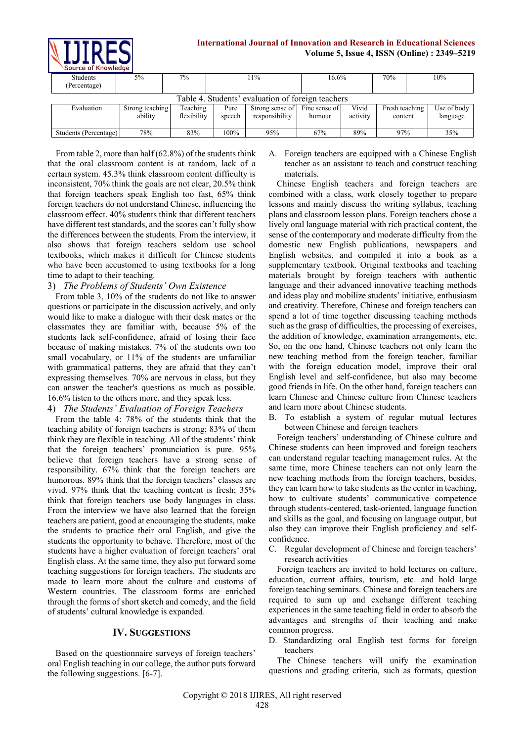| Students (Percentage) | 5% | 7% | 11% | 16.6% | 70% | 10% |
|---|---|---|---|---|---|---|

Table 4. Students' evaluation of foreign teachers

| Evaluation | Strong teaching ability | Teaching flexibility | Pure speech | Strong sense of responsibility | Fine sense of humour | Vivid activity | Fresh teaching content | Use of body language |
|---|---|---|---|---|---|---|---|---|
| Students (Percentage) | 78% | 83% | 100% | 95% | 67% | 89% | 97% | 35% |

From table 2, more than half (62.8%) of the students think that the oral classroom content is at random, lack of a certain system. 45.3% think classroom content difficulty is inconsistent, 70% think the goals are not clear, 20.5% think that foreign teachers speak English too fast, 65% think foreign teachers do not understand Chinese, influencing the classroom effect. 40% students think that different teachers have different test standards, and the scores can't fully show the differences between the students. From the interview, it also shows that foreign teachers seldom use school textbooks, which makes it difficult for Chinese students who have been accustomed to using textbooks for a long time to adapt to their teaching.

3) *The Problems of Students' Own Existence*

From table 3, 10% of the students do not like to answer questions or participate in the discussion actively, and only would like to make a dialogue with their desk mates or the classmates they are familiar with, because 5% of the students lack self-confidence, afraid of losing their face because of making mistakes. 7% of the students own too small vocabulary, or 11% of the students are unfamiliar with grammatical patterns, they are afraid that they can't expressing themselves. 70% are nervous in class, but they can answer the teacher's questions as much as possible. 16.6% listen to the others more, and they speak less.

4) *The Students' Evaluation of Foreign Teachers*

From the table 4: 78% of the students think that the teaching ability of foreign teachers is strong; 83% of them think they are flexible in teaching. All of the students' think that the foreign teachers' pronunciation is pure. 95% believe that foreign teachers have a strong sense of responsibility. 67% think that the foreign teachers are humorous. 89% think that the foreign teachers' classes are vivid. 97% think that the teaching content is fresh; 35% think that foreign teachers use body languages in class. From the interview we have also learned that the foreign teachers are patient, good at encouraging the students, make the students to practice their oral English, and give the students the opportunity to behave. Therefore, most of the students have a higher evaluation of foreign teachers' oral English class. At the same time, they also put forward some teaching suggestions for foreign teachers. The students are made to learn more about the culture and customs of Western countries. The classroom forms are enriched through the forms of short sketch and comedy, and the field of students' cultural knowledge is expanded.

## IV. Suggestions

Based on the questionnaire surveys of foreign teachers' oral English teaching in our college, the author puts forward the following suggestions. [6-7].

A. Foreign teachers are equipped with a Chinese English teacher as an assistant to teach and construct teaching materials.

Chinese English teachers and foreign teachers are combined with a class, work closely together to prepare lessons and mainly discuss the writing syllabus, teaching plans and classroom lesson plans. Foreign teachers chose a lively oral language material with rich practical content, the sense of the contemporary and moderate difficulty from the domestic new English publications, newspapers and English websites, and compiled it into a book as a supplementary textbook. Original textbooks and teaching materials brought by foreign teachers with authentic language and their advanced innovative teaching methods and ideas play and mobilize students' initiative, enthusiasm and creativity. Therefore, Chinese and foreign teachers can spend a lot of time together discussing teaching methods such as the grasp of difficulties, the processing of exercises, the addition of knowledge, examination arrangements, etc. So, on the one hand, Chinese teachers not only learn the new teaching method from the foreign teacher, familiar with the foreign education model, improve their oral English level and self-confidence, but also may become good friends in life. On the other hand, foreign teachers can learn Chinese and Chinese culture from Chinese teachers and learn more about Chinese students.

B. To establish a system of regular mutual lectures between Chinese and foreign teachers

Foreign teachers' understanding of Chinese culture and Chinese students can been improved and foreign teachers can understand regular teaching management rules. At the same time, more Chinese teachers can not only learn the new teaching methods from the foreign teachers, besides, they can learn how to take students as the center in teaching, how to cultivate students' communicative competence through students-centered, task-oriented, language function and skills as the goal, and focusing on language output, but also they can improve their English proficiency and self-confidence.

C. Regular development of Chinese and foreign teachers' research activities

Foreign teachers are invited to hold lectures on culture, education, current affairs, tourism, etc. and hold large foreign teaching seminars. Chinese and foreign teachers are required to sum up and exchange different teaching experiences in the same teaching field in order to absorb the advantages and strengths of their teaching and make common progress.

D. Standardizing oral English test forms for foreign teachers

The Chinese teachers will unify the examination questions and grading criteria, such as formats, question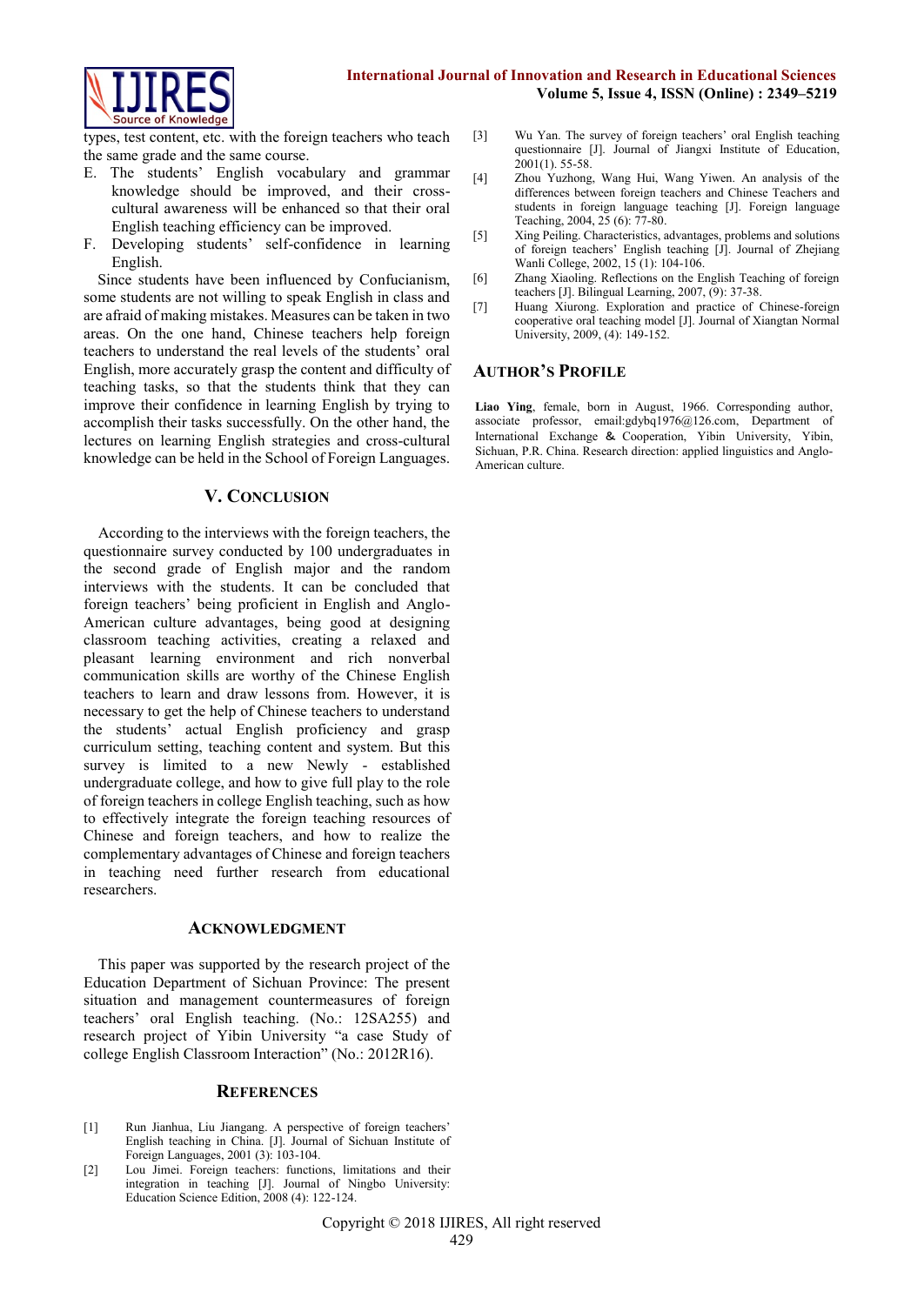types, test content, etc. with the foreign teachers who teach the same grade and the same course.

E. The students' English vocabulary and grammar knowledge should be improved, and their cross-cultural awareness will be enhanced so that their oral English teaching efficiency can be improved.

F. Developing students' self-confidence in learning English.

Since students have been influenced by Confucianism, some students are not willing to speak English in class and are afraid of making mistakes. Measures can be taken in two areas. On the one hand, Chinese teachers help foreign teachers to understand the real levels of the students' oral English, more accurately grasp the content and difficulty of teaching tasks, so that the students think that they can improve their confidence in learning English by trying to accomplish their tasks successfully. On the other hand, the lectures on learning English strategies and cross-cultural knowledge can be held in the School of Foreign Languages.

## V. Conclusion

According to the interviews with the foreign teachers, the questionnaire survey conducted by 100 undergraduates in the second grade of English major and the random interviews with the students. It can be concluded that foreign teachers' being proficient in English and Anglo-American culture advantages, being good at designing classroom teaching activities, creating a relaxed and pleasant learning environment and rich nonverbal communication skills are worthy of the Chinese English teachers to learn and draw lessons from. However, it is necessary to get the help of Chinese teachers to understand the students' actual English proficiency and grasp curriculum setting, teaching content and system. But this survey is limited to a new Newly - established undergraduate college, and how to give full play to the role of foreign teachers in college English teaching, such as how to effectively integrate the foreign teaching resources of Chinese and foreign teachers, and how to realize the complementary advantages of Chinese and foreign teachers in teaching need further research from educational researchers.

## Acknowledgment

This paper was supported by the research project of the Education Department of Sichuan Province: The present situation and management countermeasures of foreign teachers' oral English teaching. (No.: 12SA255) and research project of Yibin University "a case Study of college English Classroom Interaction" (No.: 2012R16).

## References

[1] Run Jianhua, Liu Jiangang. A perspective of foreign teachers' English teaching in China. [J]. Journal of Sichuan Institute of Foreign Languages, 2001 (3): 103-104.

[2] Lou Jimei. Foreign teachers: functions, limitations and their integration in teaching [J]. Journal of Ningbo University: Education Science Edition, 2008 (4): 122-124.

[3] Wu Yan. The survey of foreign teachers' oral English teaching questionnaire [J]. Journal of Jiangxi Institute of Education, 2001(1). 55-58.

[4] Zhou Yuzhong, Wang Hui, Wang Yiwen. An analysis of the differences between foreign teachers and Chinese Teachers and students in foreign language teaching [J]. Foreign language Teaching, 2004, 25 (6): 77-80.

[5] Xing Peiling. Characteristics, advantages, problems and solutions of foreign teachers' English teaching [J]. Journal of Zhejiang Wanli College, 2002, 15 (1): 104-106.

[6] Zhang Xiaoling. Reflections on the English Teaching of foreign teachers [J]. Bilingual Learning, 2007, (9): 37-38.

[7] Huang Xiurong. Exploration and practice of Chinese-foreign cooperative oral teaching model [J]. Journal of Xiangtan Normal University, 2009, (4): 149-152.

## Author's Profile

**Liao Ying**, female, born in August, 1966. Corresponding author, associate professor, email:gdybq1976@126.com, Department of International Exchange & Cooperation, Yibin University, Yibin, Sichuan, P.R. China. Research direction: applied linguistics and Anglo-American culture.